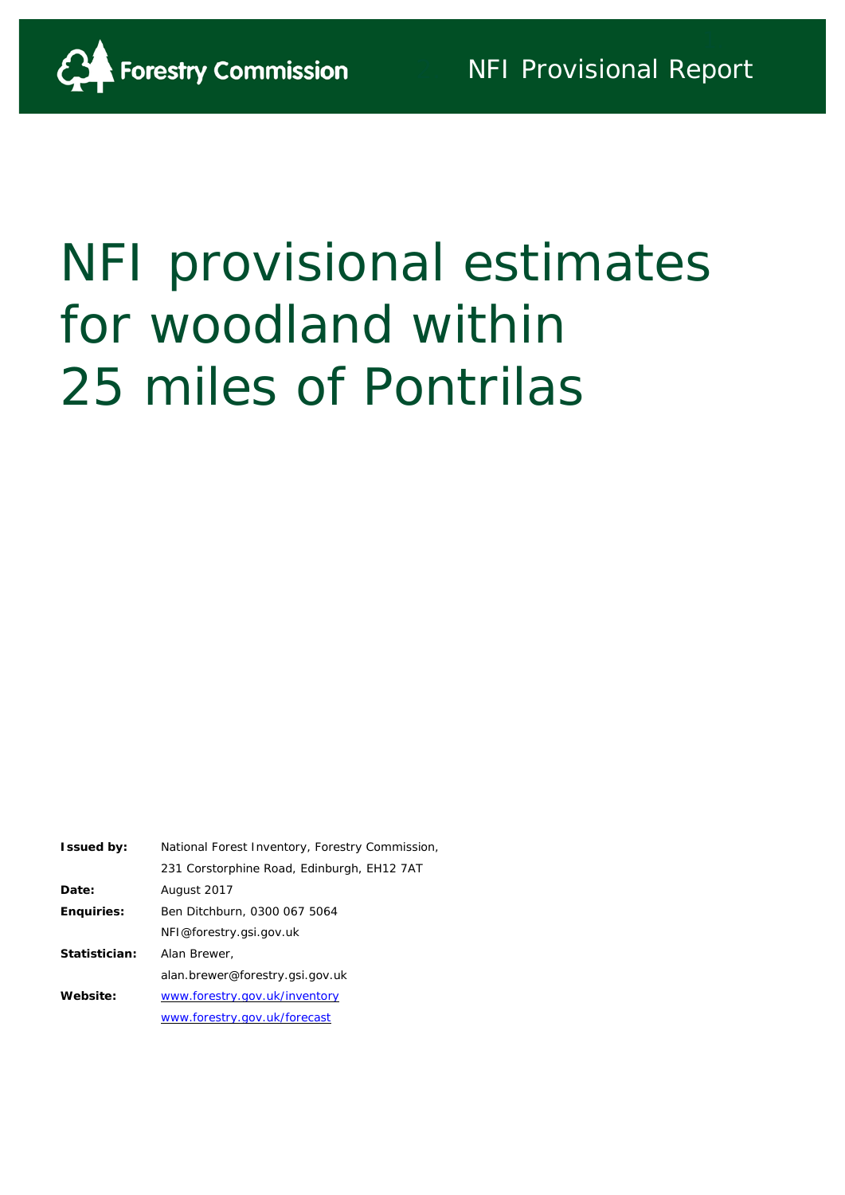Forestry Commission

NFI Provisional Report

# NFI provisional estimates for woodland within 25 miles of Pontrilas

| | |
|---|---|
| **Issued by:** | National Forest Inventory, Forestry Commission, |
| | 231 Corstorphine Road, Edinburgh, EH12 7AT |
| **Date:** | August 2017 |
| **Enquiries:** | Ben Ditchburn, 0300 067 5064 |
| | NFI@forestry.gsi.gov.uk |
| **Statistician:** | Alan Brewer, |
| | alan.brewer@forestry.gsi.gov.uk |
| **Website:** | www.forestry.gov.uk/inventory |
| | www.forestry.gov.uk/forecast |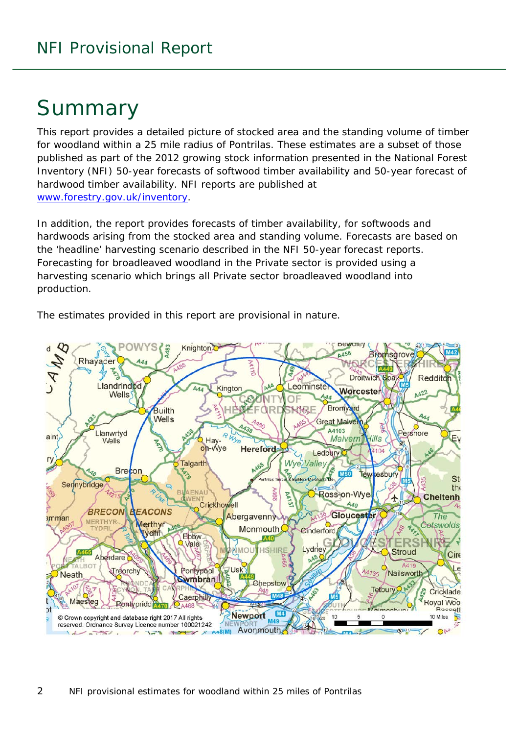# Summary

This report provides a detailed picture of stocked area and the standing volume of timber for woodland within a 25 mile radius of Pontrilas. These estimates are a subset of those published as part of the 2012 growing stock information presented in the National Forest Inventory (NFI) 50-year forecasts of softwood timber availability and 50-year forecast of hardwood timber availability. NFI reports are published at www.forestry.gov.uk/inventory.

In addition, the report provides forecasts of timber availability, for softwoods and hardwoods arising from the stocked area and standing volume. Forecasts are based on the 'headline' harvesting scenario described in the NFI 50-year forecast reports. Forecasting for broadleaved woodland in the Private sector is provided using a harvesting scenario which brings all Private sector broadleaved woodland into production.

The estimates provided in this report are provisional in nature.

© Crown copyright and database right 2017 All rights reserved. Ordnance Survey Licence number 100021242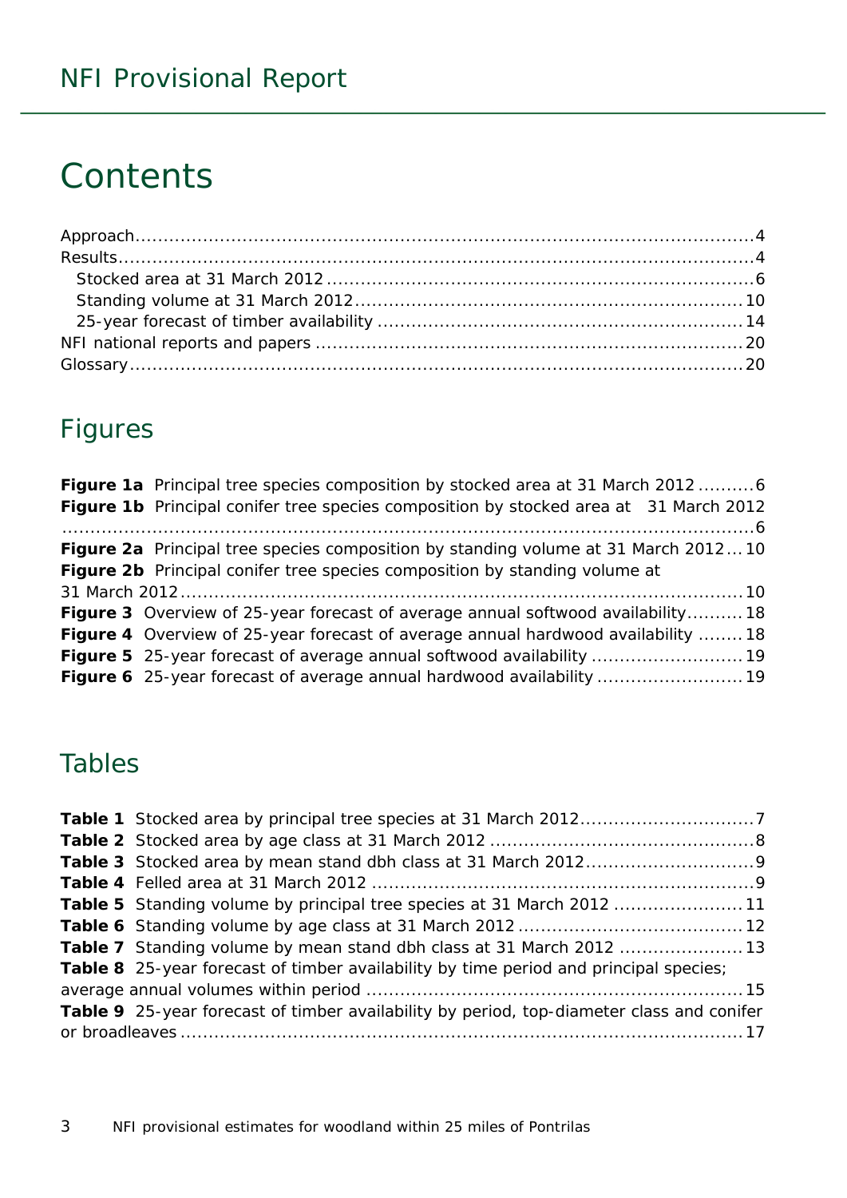# Contents

Approach....................................................................................................4
Results........................................................................................................4
  Stocked area at 31 March 2012...............................................................6
  Standing volume at 31 March 2012........................................................10
  25-year forecast of timber availability ....................................................14
NFI national reports and papers ..............................................................20
Glossary....................................................................................................20

## Figures

**Figure 1a** Principal tree species composition by stocked area at 31 March 2012 ..........6
**Figure 1b** Principal conifer tree species composition by stocked area at 31 March 2012 ..........6
**Figure 2a** Principal tree species composition by standing volume at 31 March 2012...10
**Figure 2b** Principal conifer tree species composition by standing volume at 31 March 2012..........10
**Figure 3** Overview of 25-year forecast of average annual softwood availability..........18
**Figure 4** Overview of 25-year forecast of average annual hardwood availability ........18
**Figure 5** 25-year forecast of average annual softwood availability ...........................19
**Figure 6** 25-year forecast of average annual hardwood availability ..........................19

## Tables

**Table 1** Stocked area by principal tree species at 31 March 2012..............................7
**Table 2** Stocked area by age class at 31 March 2012 ...............................................8
**Table 3** Stocked area by mean stand dbh class at 31 March 2012.............................9
**Table 4** Felled area at 31 March 2012 ....................................................................9
**Table 5** Standing volume by principal tree species at 31 March 2012 .......................11
**Table 6** Standing volume by age class at 31 March 2012........................................12
**Table 7** Standing volume by mean stand dbh class at 31 March 2012 ......................13
**Table 8** 25-year forecast of timber availability by time period and principal species; average annual volumes within period ..................................................................15
**Table 9** 25-year forecast of timber availability by period, top-diameter class and conifer or broadleaves ......................................................................................17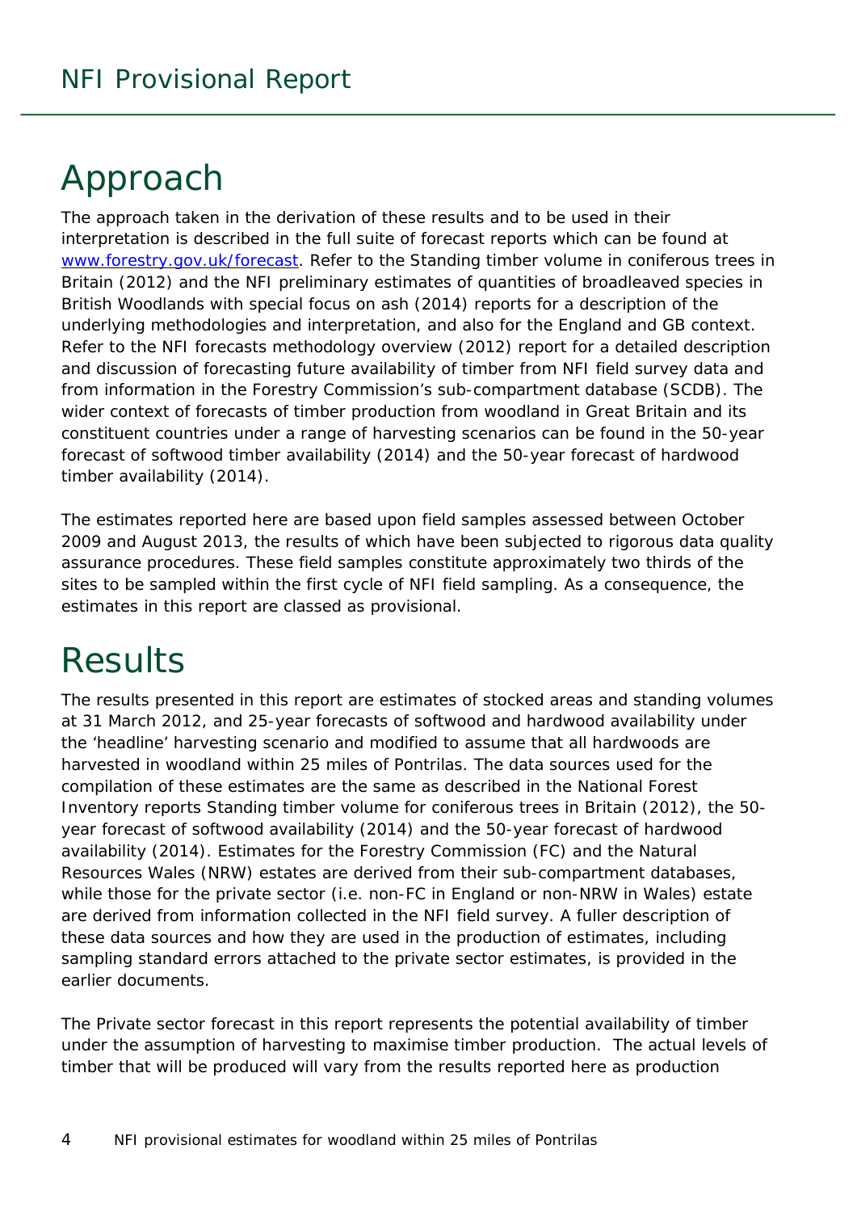# Approach

The approach taken in the derivation of these results and to be used in their interpretation is described in the full suite of forecast reports which can be found at [www.forestry.gov.uk/forecast](www.forestry.gov.uk/forecast). Refer to the Standing timber volume in coniferous trees in Britain (2012) and the NFI preliminary estimates of quantities of broadleaved species in British Woodlands with special focus on ash (2014) reports for a description of the underlying methodologies and interpretation, and also for the England and GB context. Refer to the NFI forecasts methodology overview (2012) report for a detailed description and discussion of forecasting future availability of timber from NFI field survey data and from information in the Forestry Commission's sub-compartment database (SCDB). The wider context of forecasts of timber production from woodland in Great Britain and its constituent countries under a range of harvesting scenarios can be found in the 50-year forecast of softwood timber availability (2014) and the 50-year forecast of hardwood timber availability (2014).

The estimates reported here are based upon field samples assessed between October 2009 and August 2013, the results of which have been subjected to rigorous data quality assurance procedures. These field samples constitute approximately two thirds of the sites to be sampled within the first cycle of NFI field sampling. As a consequence, the estimates in this report are classed as provisional.

# Results

The results presented in this report are estimates of stocked areas and standing volumes at 31 March 2012, and 25-year forecasts of softwood and hardwood availability under the 'headline' harvesting scenario and modified to assume that all hardwoods are harvested in woodland within 25 miles of Pontrilas. The data sources used for the compilation of these estimates are the same as described in the National Forest Inventory reports Standing timber volume for coniferous trees in Britain (2012), the 50-year forecast of softwood availability (2014) and the 50-year forecast of hardwood availability (2014). Estimates for the Forestry Commission (FC) and the Natural Resources Wales (NRW) estates are derived from their sub-compartment databases, while those for the private sector (i.e. non-FC in England or non-NRW in Wales) estate are derived from information collected in the NFI field survey. A fuller description of these data sources and how they are used in the production of estimates, including sampling standard errors attached to the private sector estimates, is provided in the earlier documents.

The Private sector forecast in this report represents the potential availability of timber under the assumption of harvesting to maximise timber production. The actual levels of timber that will be produced will vary from the results reported here as production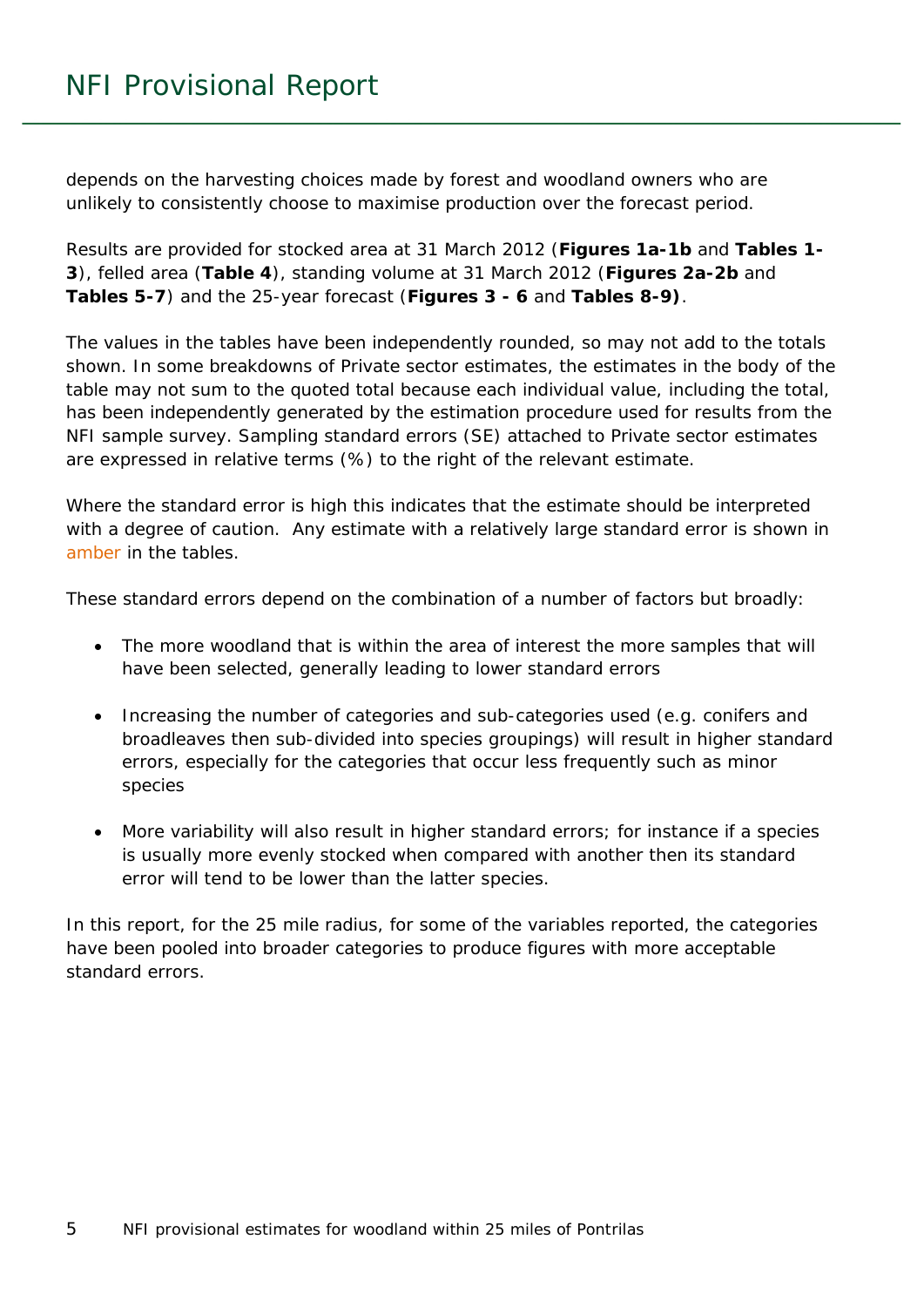depends on the harvesting choices made by forest and woodland owners who are unlikely to consistently choose to maximise production over the forecast period.

Results are provided for stocked area at 31 March 2012 (**Figures 1a-1b** and **Tables 1-3**), felled area (**Table 4**), standing volume at 31 March 2012 (**Figures 2a-2b** and **Tables 5-7**) and the 25-year forecast (**Figures 3 - 6** and **Tables 8-9)**.

The values in the tables have been independently rounded, so may not add to the totals shown. In some breakdowns of Private sector estimates, the estimates in the body of the table may not sum to the quoted total because each individual value, including the total, has been independently generated by the estimation procedure used for results from the NFI sample survey. Sampling standard errors (SE) attached to Private sector estimates are expressed in relative terms (%) to the right of the relevant estimate.

Where the standard error is high this indicates that the estimate should be interpreted with a degree of caution. Any estimate with a relatively large standard error is shown in amber in the tables.

These standard errors depend on the combination of a number of factors but broadly:

- The more woodland that is within the area of interest the more samples that will have been selected, generally leading to lower standard errors
- Increasing the number of categories and sub-categories used (e.g. conifers and broadleaves then sub-divided into species groupings) will result in higher standard errors, especially for the categories that occur less frequently such as minor species
- More variability will also result in higher standard errors; for instance if a species is usually more evenly stocked when compared with another then its standard error will tend to be lower than the latter species.

In this report, for the 25 mile radius, for some of the variables reported, the categories have been pooled into broader categories to produce figures with more acceptable standard errors.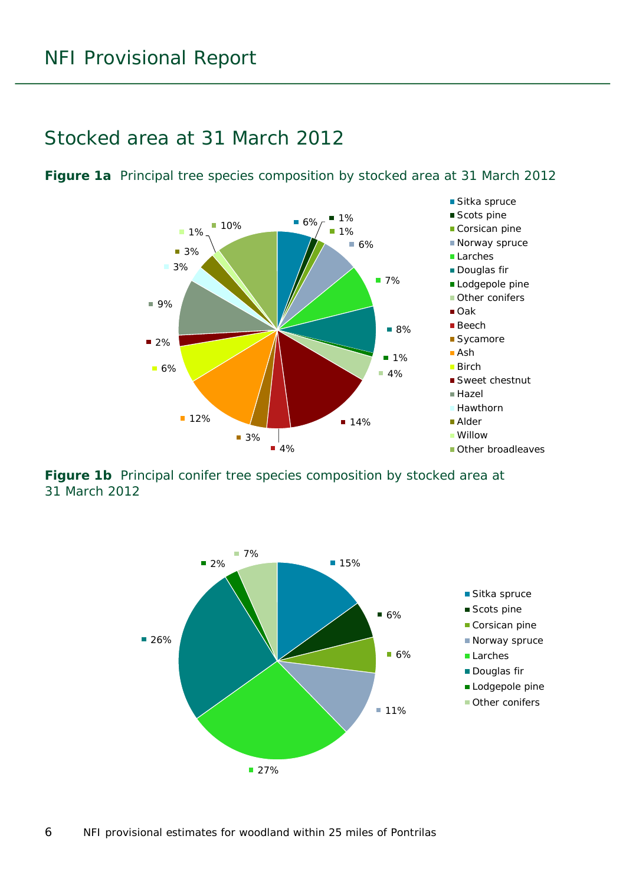# Stocked area at 31 March 2012

**Figure 1a** Principal tree species composition by stocked area at 31 March 2012

| Species | % |
|---|---|
| Sitka spruce | 6% |
| Scots pine | 1% |
| Corsican pine | 1% |
| Norway spruce | 6% |
| Larches | 7% |
| Douglas fir | 8% |
| Lodgepole pine | 1% |
| Other conifers | 4% |
| Oak | 14% |
| Beech | 4% |
| Sycamore | 3% |
| Ash | 12% |
| Birch | 6% |
| Sweet chestnut | 2% |
| Hazel | 9% |
| Hawthorn | 3% |
| Alder | 3% |
| Willow | 1% |
| Other broadleaves | 10% |

**Figure 1b** Principal conifer tree species composition by stocked area at 31 March 2012

| Species | % |
|---|---|
| Sitka spruce | 15% |
| Scots pine | 6% |
| Corsican pine | 6% |
| Norway spruce | 11% |
| Larches | 27% |
| Douglas fir | 26% |
| Lodgepole pine | 2% |
| Other conifers | 7% |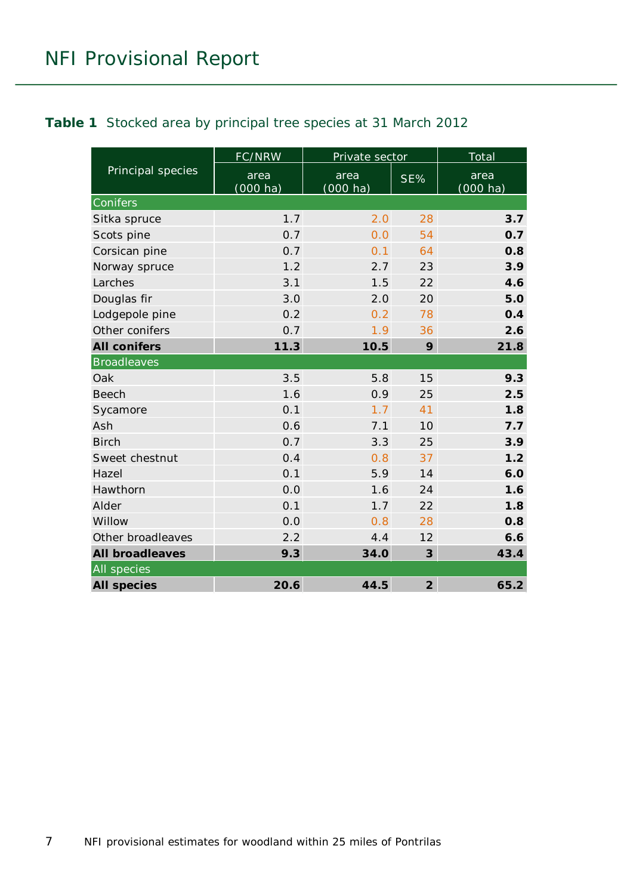**Table 1** Stocked area by principal tree species at 31 March 2012

| Principal species | FC/NRW | Private sector | | Total |
|---|---|---|---|---|
| | area (000 ha) | area (000 ha) | SE% | area (000 ha) |
| Conifers | | | | |
| Sitka spruce | 1.7 | 2.0 | 28 | **3.7** |
| Scots pine | 0.7 | 0.0 | 54 | **0.7** |
| Corsican pine | 0.7 | 0.1 | 64 | **0.8** |
| Norway spruce | 1.2 | 2.7 | 23 | **3.9** |
| Larches | 3.1 | 1.5 | 22 | **4.6** |
| Douglas fir | 3.0 | 2.0 | 20 | **5.0** |
| Lodgepole pine | 0.2 | 0.2 | 78 | **0.4** |
| Other conifers | 0.7 | 1.9 | 36 | **2.6** |
| **All conifers** | **11.3** | **10.5** | **9** | **21.8** |
| Broadleaves | | | | |
| Oak | 3.5 | 5.8 | 15 | **9.3** |
| Beech | 1.6 | 0.9 | 25 | **2.5** |
| Sycamore | 0.1 | 1.7 | 41 | **1.8** |
| Ash | 0.6 | 7.1 | 10 | **7.7** |
| Birch | 0.7 | 3.3 | 25 | **3.9** |
| Sweet chestnut | 0.4 | 0.8 | 37 | **1.2** |
| Hazel | 0.1 | 5.9 | 14 | **6.0** |
| Hawthorn | 0.0 | 1.6 | 24 | **1.6** |
| Alder | 0.1 | 1.7 | 22 | **1.8** |
| Willow | 0.0 | 0.8 | 28 | **0.8** |
| Other broadleaves | 2.2 | 4.4 | 12 | **6.6** |
| **All broadleaves** | **9.3** | **34.0** | **3** | **43.4** |
| All species | | | | |
| **All species** | **20.6** | **44.5** | **2** | **65.2** |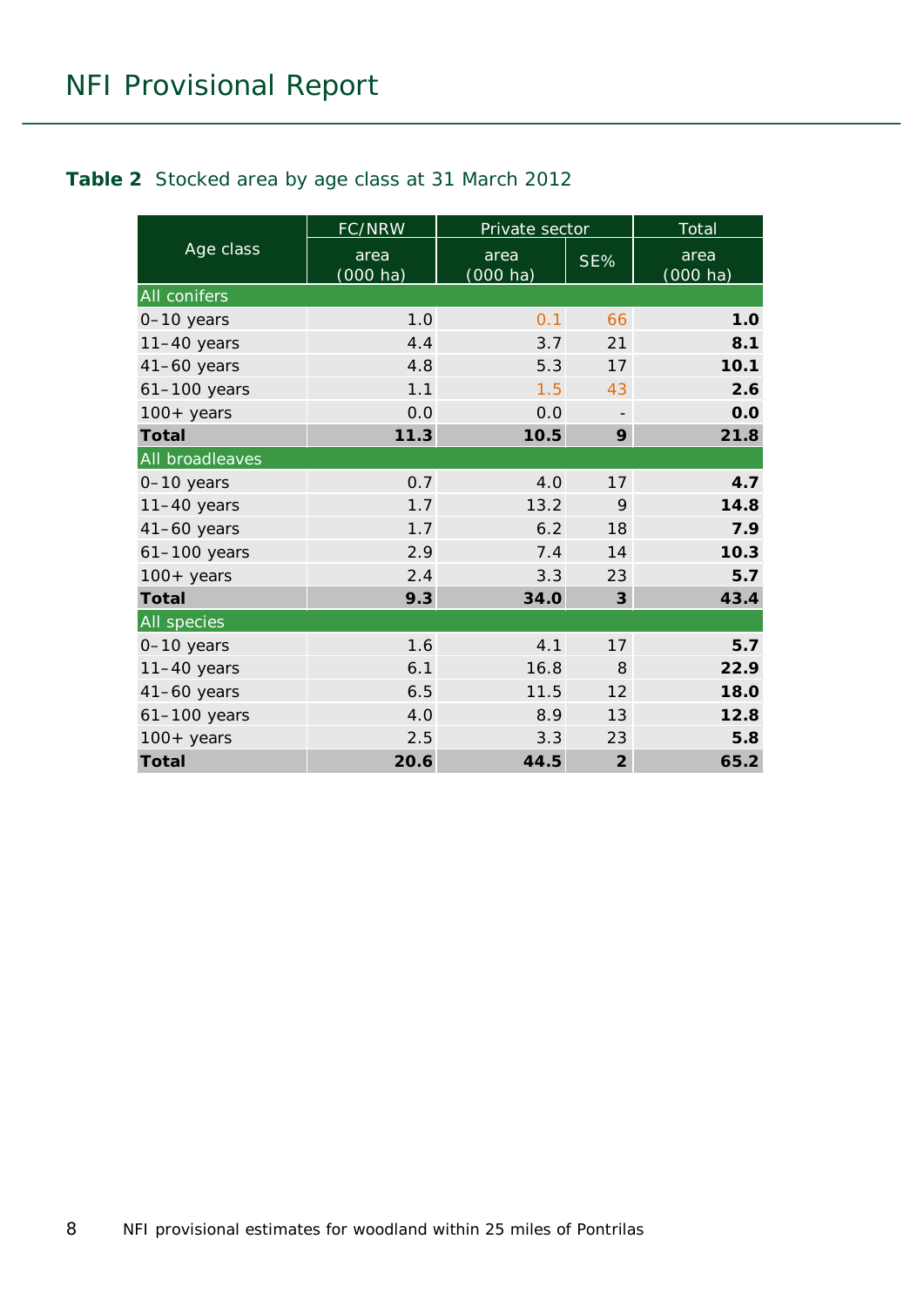**Table 2** Stocked area by age class at 31 March 2012

| Age class | FC/NRW | Private sector | | Total |
|---|---|---|---|---|
| | area (000 ha) | area (000 ha) | SE% | area (000 ha) |
| All conifers | | | | |
| 0–10 years | 1.0 | 0.1 | 66 | **1.0** |
| 11–40 years | 4.4 | 3.7 | 21 | **8.1** |
| 41–60 years | 4.8 | 5.3 | 17 | **10.1** |
| 61–100 years | 1.1 | 1.5 | 43 | **2.6** |
| 100+ years | 0.0 | 0.0 | - | **0.0** |
| **Total** | **11.3** | **10.5** | **9** | **21.8** |
| All broadleaves | | | | |
| 0–10 years | 0.7 | 4.0 | 17 | **4.7** |
| 11–40 years | 1.7 | 13.2 | 9 | **14.8** |
| 41–60 years | 1.7 | 6.2 | 18 | **7.9** |
| 61–100 years | 2.9 | 7.4 | 14 | **10.3** |
| 100+ years | 2.4 | 3.3 | 23 | **5.7** |
| **Total** | **9.3** | **34.0** | **3** | **43.4** |
| All species | | | | |
| 0–10 years | 1.6 | 4.1 | 17 | **5.7** |
| 11–40 years | 6.1 | 16.8 | 8 | **22.9** |
| 41–60 years | 6.5 | 11.5 | 12 | **18.0** |
| 61–100 years | 4.0 | 8.9 | 13 | **12.8** |
| 100+ years | 2.5 | 3.3 | 23 | **5.8** |
| **Total** | **20.6** | **44.5** | **2** | **65.2** |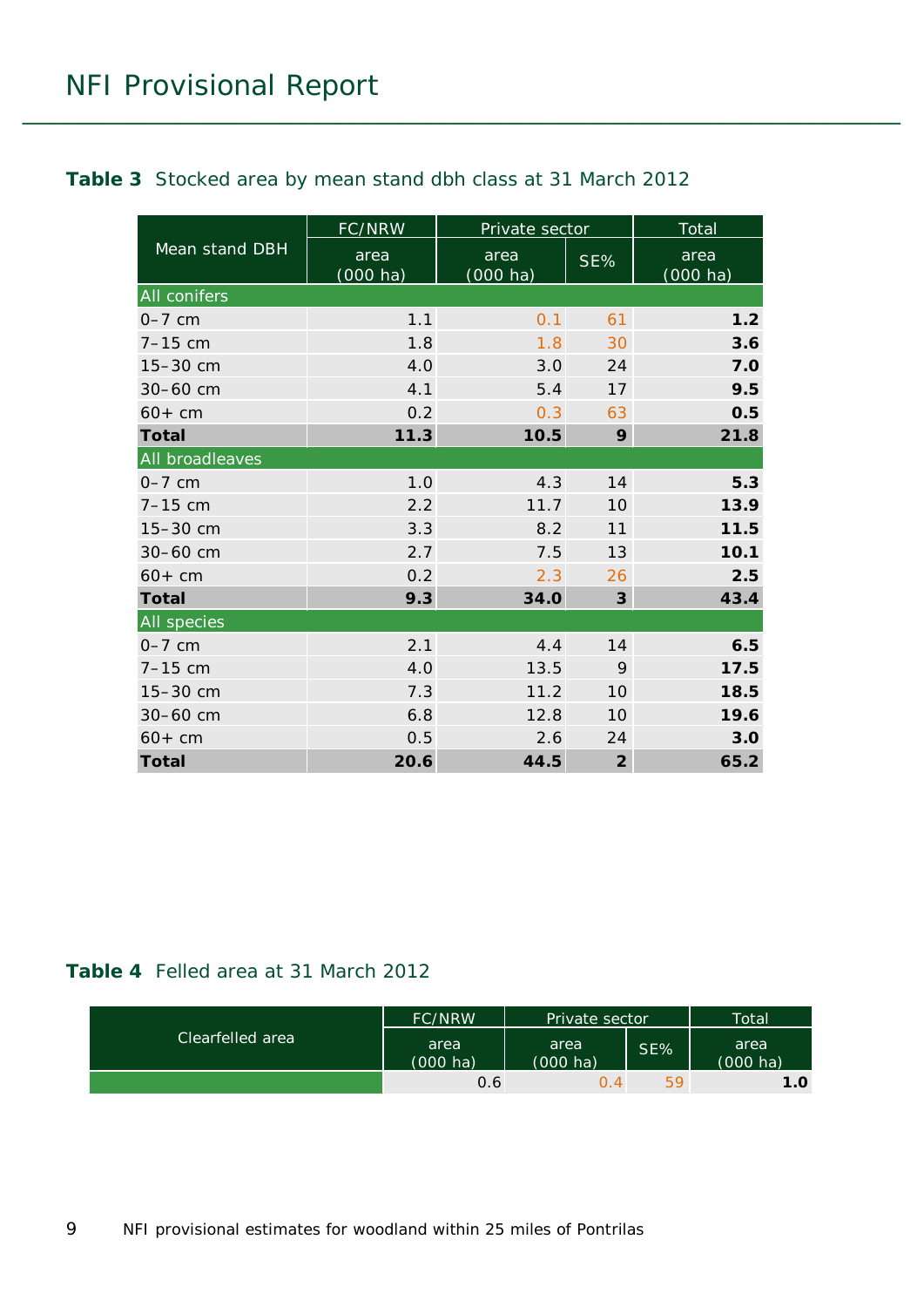**Table 3** Stocked area by mean stand dbh class at 31 March 2012

| Mean stand DBH | FC/NRW | Private sector | | Total |
|---|---|---|---|---|
| | area (000 ha) | area (000 ha) | SE% | area (000 ha) |
| All conifers | | | | |
| 0–7 cm | 1.1 | 0.1 | 61 | **1.2** |
| 7–15 cm | 1.8 | 1.8 | 30 | **3.6** |
| 15–30 cm | 4.0 | 3.0 | 24 | **7.0** |
| 30–60 cm | 4.1 | 5.4 | 17 | **9.5** |
| 60+ cm | 0.2 | 0.3 | 63 | **0.5** |
| **Total** | **11.3** | **10.5** | **9** | **21.8** |
| All broadleaves | | | | |
| 0–7 cm | 1.0 | 4.3 | 14 | **5.3** |
| 7–15 cm | 2.2 | 11.7 | 10 | **13.9** |
| 15–30 cm | 3.3 | 8.2 | 11 | **11.5** |
| 30–60 cm | 2.7 | 7.5 | 13 | **10.1** |
| 60+ cm | 0.2 | 2.3 | 26 | **2.5** |
| **Total** | **9.3** | **34.0** | **3** | **43.4** |
| All species | | | | |
| 0–7 cm | 2.1 | 4.4 | 14 | **6.5** |
| 7–15 cm | 4.0 | 13.5 | 9 | **17.5** |
| 15–30 cm | 7.3 | 11.2 | 10 | **18.5** |
| 30–60 cm | 6.8 | 12.8 | 10 | **19.6** |
| 60+ cm | 0.5 | 2.6 | 24 | **3.0** |
| **Total** | **20.6** | **44.5** | **2** | **65.2** |

**Table 4** Felled area at 31 March 2012

| Clearfelled area | FC/NRW | Private sector | | Total |
|---|---|---|---|---|
| | area (000 ha) | area (000 ha) | SE% | area (000 ha) |
| | 0.6 | 0.4 | 59 | **1.0** |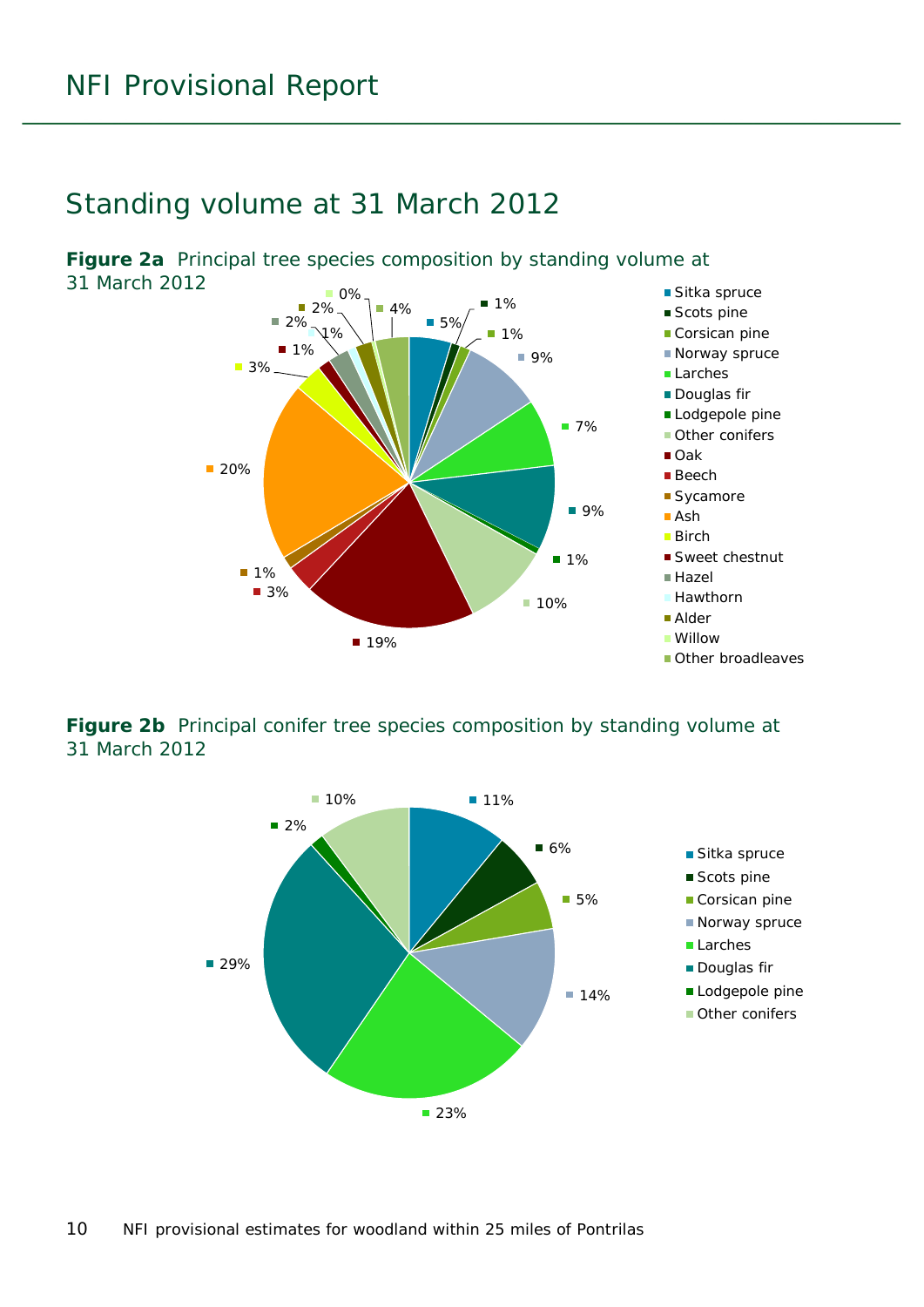## Standing volume at 31 March 2012

**Figure 2a** Principal tree species composition by standing volume at 31 March 2012

| Species | Percentage |
|---|---|
| Sitka spruce | 5% |
| Scots pine | 1% |
| Corsican pine | 1% |
| Norway spruce | 9% |
| Larches | 7% |
| Douglas fir | 9% |
| Lodgepole pine | 1% |
| Other conifers | 10% |
| Oak | 19% |
| Beech | 3% |
| Sycamore | 1% |
| Ash | 20% |
| Birch | 3% |
| Sweet chestnut | 1% |
| Hazel | 2% |
| Hawthorn | 1% |
| Alder | 2% |
| Willow | 0% |
| Other broadleaves | 4% |

**Figure 2b** Principal conifer tree species composition by standing volume at 31 March 2012

| Species | Percentage |
|---|---|
| Sitka spruce | 11% |
| Scots pine | 6% |
| Corsican pine | 5% |
| Norway spruce | 14% |
| Larches | 23% |
| Douglas fir | 29% |
| Lodgepole pine | 2% |
| Other conifers | 10% |

NFI provisional estimates for woodland within 25 miles of Pontrilas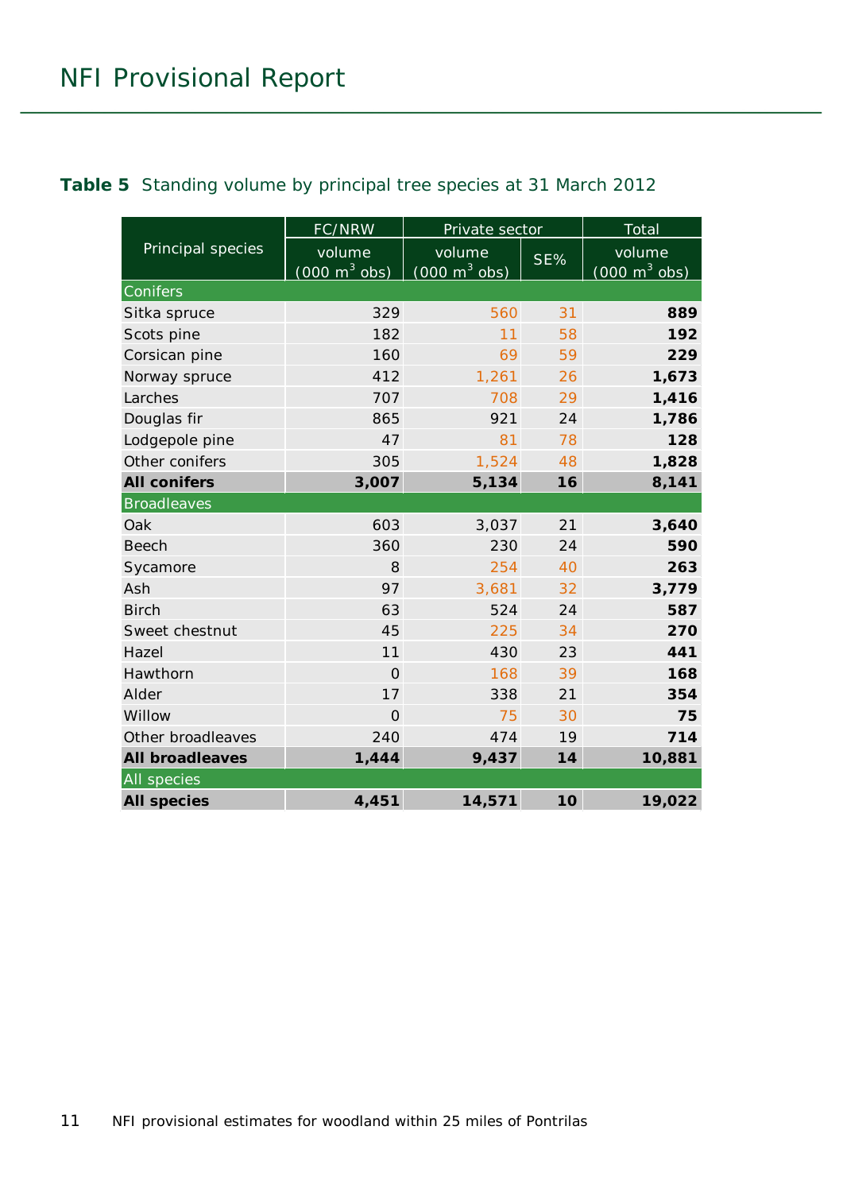**Table 5** Standing volume by principal tree species at 31 March 2012

| Principal species | FC/NRW | Private sector | | Total |
|---|---|---|---|---|
| | volume (000 $m^3$ obs) | volume (000 $m^3$ obs) | SE% | volume (000 $m^3$ obs) |
| **Conifers** | | | | |
| Sitka spruce | 329 | 560 | 31 | **889** |
| Scots pine | 182 | 11 | 58 | **192** |
| Corsican pine | 160 | 69 | 59 | **229** |
| Norway spruce | 412 | 1,261 | 26 | **1,673** |
| Larches | 707 | 708 | 29 | **1,416** |
| Douglas fir | 865 | 921 | 24 | **1,786** |
| Lodgepole pine | 47 | 81 | 78 | **128** |
| Other conifers | 305 | 1,524 | 48 | **1,828** |
| **All conifers** | **3,007** | **5,134** | **16** | **8,141** |
| **Broadleaves** | | | | |
| Oak | 603 | 3,037 | 21 | **3,640** |
| Beech | 360 | 230 | 24 | **590** |
| Sycamore | 8 | 254 | 40 | **263** |
| Ash | 97 | 3,681 | 32 | **3,779** |
| Birch | 63 | 524 | 24 | **587** |
| Sweet chestnut | 45 | 225 | 34 | **270** |
| Hazel | 11 | 430 | 23 | **441** |
| Hawthorn | 0 | 168 | 39 | **168** |
| Alder | 17 | 338 | 21 | **354** |
| Willow | 0 | 75 | 30 | **75** |
| Other broadleaves | 240 | 474 | 19 | **714** |
| **All broadleaves** | **1,444** | **9,437** | **14** | **10,881** |
| **All species** | | | | |
| **All species** | **4,451** | **14,571** | **10** | **19,022** |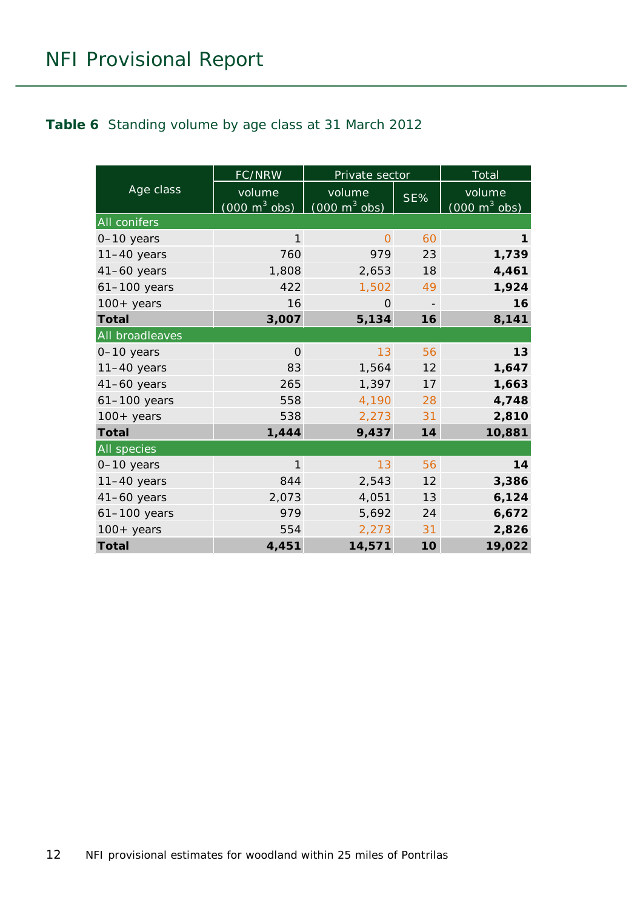**Table 6** Standing volume by age class at 31 March 2012

| Age class | FC/NRW | Private sector | | Total |
|---|---|---|---|---|
| | volume (000 $m^3$ obs) | volume (000 $m^3$ obs) | SE% | volume (000 $m^3$ obs) |
| **All conifers** | | | | |
| 0–10 years | 1 | 0 | 60 | **1** |
| 11–40 years | 760 | 979 | 23 | **1,739** |
| 41–60 years | 1,808 | 2,653 | 18 | **4,461** |
| 61–100 years | 422 | 1,502 | 49 | **1,924** |
| 100+ years | 16 | 0 | - | **16** |
| **Total** | **3,007** | **5,134** | **16** | **8,141** |
| **All broadleaves** | | | | |
| 0–10 years | 0 | 13 | 56 | **13** |
| 11–40 years | 83 | 1,564 | 12 | **1,647** |
| 41–60 years | 265 | 1,397 | 17 | **1,663** |
| 61–100 years | 558 | 4,190 | 28 | **4,748** |
| 100+ years | 538 | 2,273 | 31 | **2,810** |
| **Total** | **1,444** | **9,437** | **14** | **10,881** |
| **All species** | | | | |
| 0–10 years | 1 | 13 | 56 | **14** |
| 11–40 years | 844 | 2,543 | 12 | **3,386** |
| 41–60 years | 2,073 | 4,051 | 13 | **6,124** |
| 61–100 years | 979 | 5,692 | 24 | **6,672** |
| 100+ years | 554 | 2,273 | 31 | **2,826** |
| **Total** | **4,451** | **14,571** | **10** | **19,022** |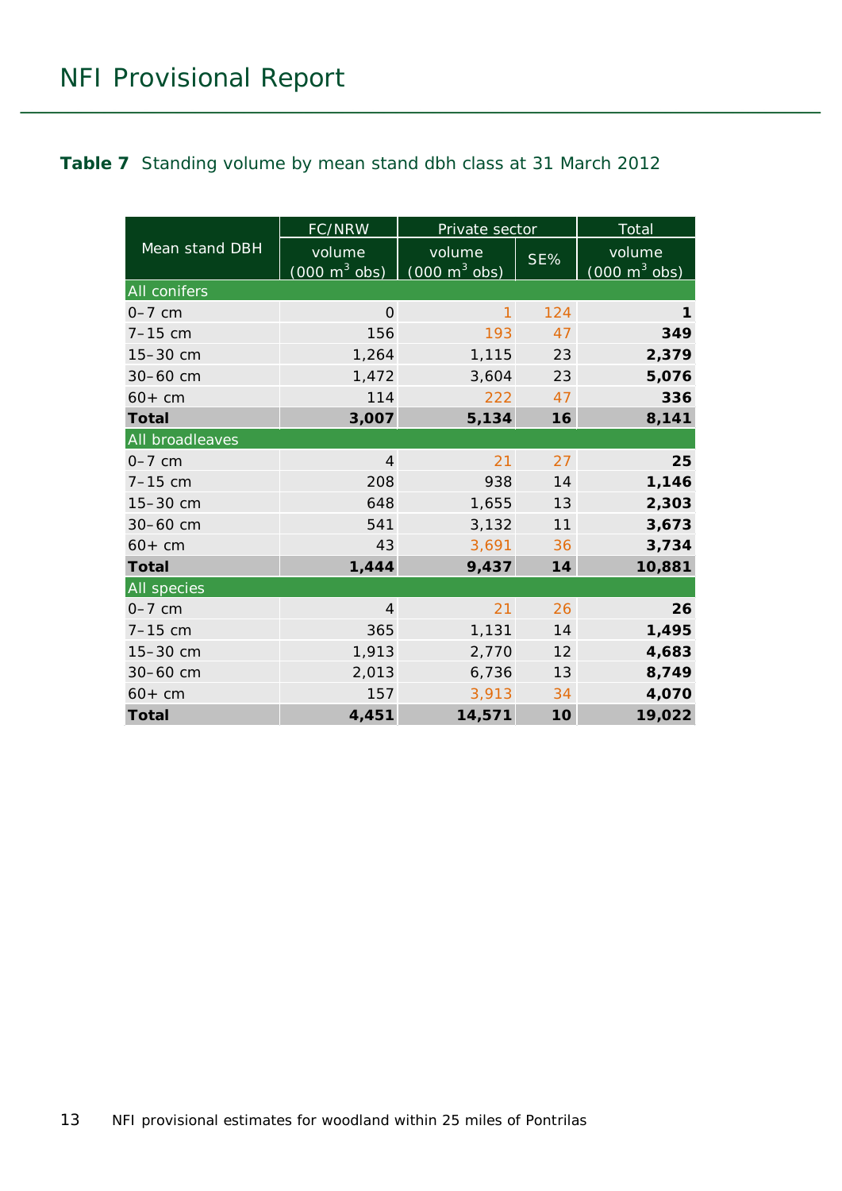**Table 7** Standing volume by mean stand dbh class at 31 March 2012

| Mean stand DBH | FC/NRW | Private sector | | Total |
|---|---|---|---|---|
| | volume (000 $m^3$ obs) | volume (000 $m^3$ obs) | SE% | volume (000 $m^3$ obs) |
| **All conifers** | | | | |
| 0–7 cm | 0 | 1 | 124 | **1** |
| 7–15 cm | 156 | 193 | 47 | **349** |
| 15–30 cm | 1,264 | 1,115 | 23 | **2,379** |
| 30–60 cm | 1,472 | 3,604 | 23 | **5,076** |
| 60+ cm | 114 | 222 | 47 | **336** |
| **Total** | **3,007** | **5,134** | **16** | **8,141** |
| **All broadleaves** | | | | |
| 0–7 cm | 4 | 21 | 27 | **25** |
| 7–15 cm | 208 | 938 | 14 | **1,146** |
| 15–30 cm | 648 | 1,655 | 13 | **2,303** |
| 30–60 cm | 541 | 3,132 | 11 | **3,673** |
| 60+ cm | 43 | 3,691 | 36 | **3,734** |
| **Total** | **1,444** | **9,437** | **14** | **10,881** |
| **All species** | | | | |
| 0–7 cm | 4 | 21 | 26 | **26** |
| 7–15 cm | 365 | 1,131 | 14 | **1,495** |
| 15–30 cm | 1,913 | 2,770 | 12 | **4,683** |
| 30–60 cm | 2,013 | 6,736 | 13 | **8,749** |
| 60+ cm | 157 | 3,913 | 34 | **4,070** |
| **Total** | **4,451** | **14,571** | **10** | **19,022** |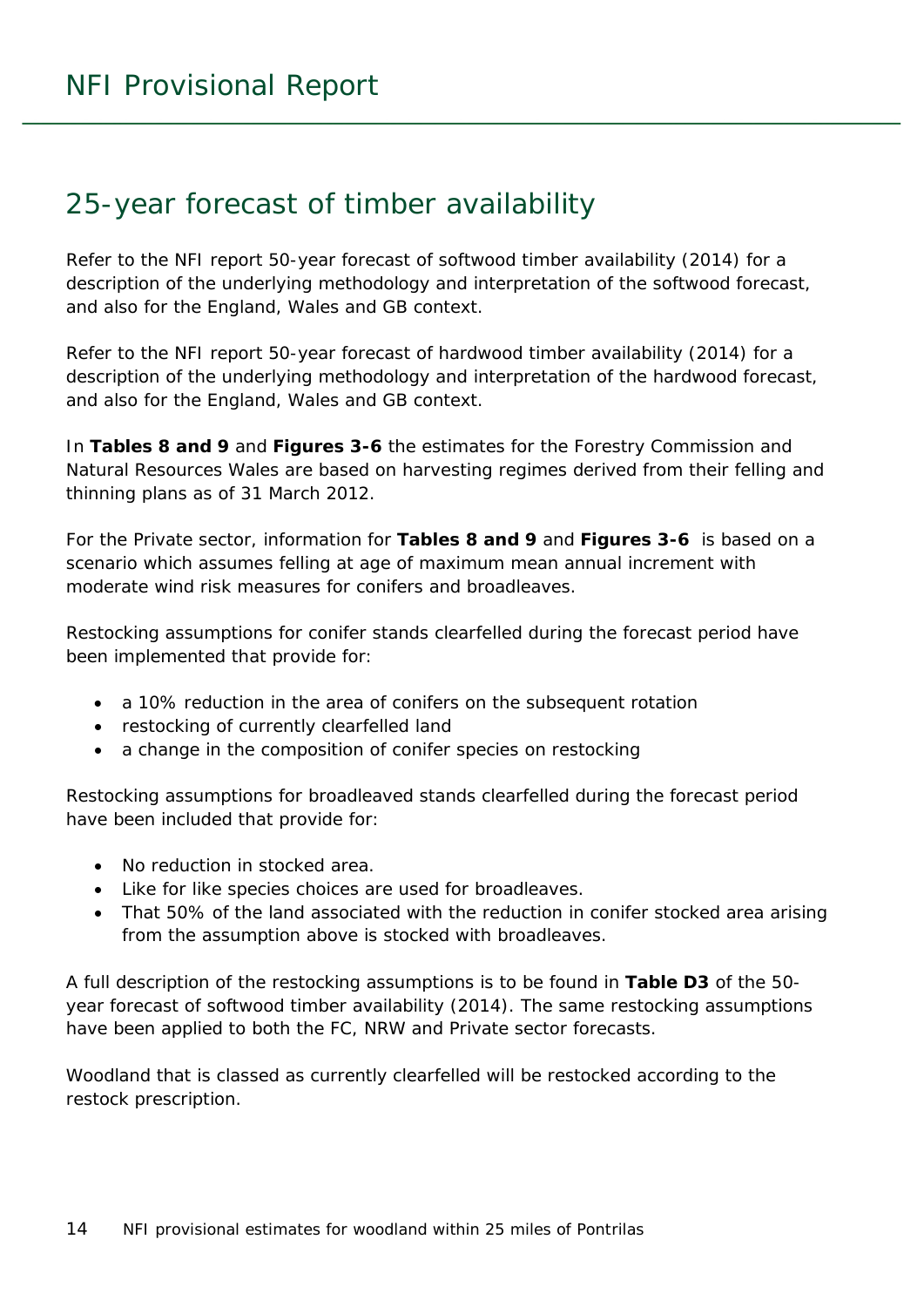## 25-year forecast of timber availability

Refer to the NFI report 50-year forecast of softwood timber availability (2014) for a description of the underlying methodology and interpretation of the softwood forecast, and also for the England, Wales and GB context.

Refer to the NFI report 50-year forecast of hardwood timber availability (2014) for a description of the underlying methodology and interpretation of the hardwood forecast, and also for the England, Wales and GB context.

In **Tables 8 and 9** and **Figures 3-6** the estimates for the Forestry Commission and Natural Resources Wales are based on harvesting regimes derived from their felling and thinning plans as of 31 March 2012.

For the Private sector, information for **Tables 8 and 9** and **Figures 3-6** is based on a scenario which assumes felling at age of maximum mean annual increment with moderate wind risk measures for conifers and broadleaves.

Restocking assumptions for conifer stands clearfelled during the forecast period have been implemented that provide for:

- a 10% reduction in the area of conifers on the subsequent rotation
- restocking of currently clearfelled land
- a change in the composition of conifer species on restocking

Restocking assumptions for broadleaved stands clearfelled during the forecast period have been included that provide for:

- No reduction in stocked area.
- Like for like species choices are used for broadleaves.
- That 50% of the land associated with the reduction in conifer stocked area arising from the assumption above is stocked with broadleaves.

A full description of the restocking assumptions is to be found in **Table D3** of the 50-year forecast of softwood timber availability (2014). The same restocking assumptions have been applied to both the FC, NRW and Private sector forecasts.

Woodland that is classed as currently clearfelled will be restocked according to the restock prescription.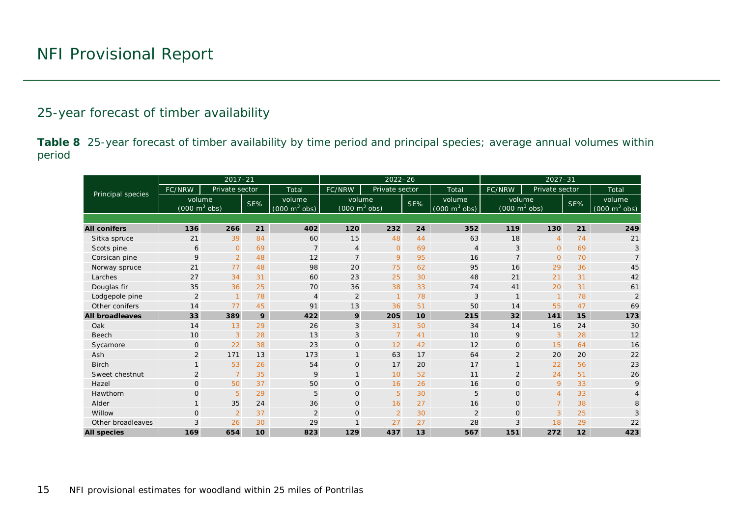# NFI Provisional Report

## 25-year forecast of timber availability

**Table 8** 25-year forecast of timber availability by time period and principal species; average annual volumes within period

| Principal species | 2017–21 | | | | 2022–26 | | | | 2027–31 | | | |
|---|---|---|---|---|---|---|---|---|---|---|---|---|
| | FC/NRW | Private sector | | Total | FC/NRW | Private sector | | Total | FC/NRW | Private sector | | Total |
| | volume (000 m$^3$ obs) | | SE% | volume (000 m$^3$ obs) | volume (000 m$^3$ obs) | | SE% | volume (000 m$^3$ obs) | volume (000 m$^3$ obs) | | SE% | volume (000 m$^3$ obs) |
| **All conifers** | **136** | **266** | **21** | **402** | **120** | **232** | **24** | **352** | **119** | **130** | **21** | **249** |
| Sitka spruce | 21 | 39 | 84 | 60 | 15 | 48 | 44 | 63 | 18 | 4 | 74 | 21 |
| Scots pine | 6 | 0 | 69 | 7 | 4 | 0 | 69 | 4 | 3 | 0 | 69 | 3 |
| Corsican pine | 9 | 2 | 48 | 12 | 7 | 9 | 95 | 16 | 7 | 0 | 70 | 7 |
| Norway spruce | 21 | 77 | 48 | 98 | 20 | 75 | 62 | 95 | 16 | 29 | 36 | 45 |
| Larches | 27 | 34 | 31 | 60 | 23 | 25 | 30 | 48 | 21 | 21 | 31 | 42 |
| Douglas fir | 35 | 36 | 25 | 70 | 36 | 38 | 33 | 74 | 41 | 20 | 31 | 61 |
| Lodgepole pine | 2 | 1 | 78 | 4 | 2 | 1 | 78 | 3 | 1 | 1 | 78 | 2 |
| Other conifers | 14 | 77 | 45 | 91 | 13 | 36 | 51 | 50 | 14 | 55 | 47 | 69 |
| **All broadleaves** | **33** | **389** | **9** | **422** | **9** | **205** | **10** | **215** | **32** | **141** | **15** | **173** |
| Oak | 14 | 13 | 29 | 26 | 3 | 31 | 50 | 34 | 14 | 16 | 24 | 30 |
| Beech | 10 | 3 | 28 | 13 | 3 | 7 | 41 | 10 | 9 | 3 | 28 | 12 |
| Sycamore | 0 | 22 | 38 | 23 | 0 | 12 | 42 | 12 | 0 | 15 | 64 | 16 |
| Ash | 2 | 171 | 13 | 173 | 1 | 63 | 17 | 64 | 2 | 20 | 20 | 22 |
| Birch | 1 | 53 | 26 | 54 | 0 | 17 | 20 | 17 | 1 | 22 | 56 | 23 |
| Sweet chestnut | 2 | 7 | 35 | 9 | 1 | 10 | 52 | 11 | 2 | 24 | 51 | 26 |
| Hazel | 0 | 50 | 37 | 50 | 0 | 16 | 26 | 16 | 0 | 9 | 33 | 9 |
| Hawthorn | 0 | 5 | 29 | 5 | 0 | 5 | 30 | 5 | 0 | 4 | 33 | 4 |
| Alder | 1 | 35 | 24 | 36 | 0 | 16 | 27 | 16 | 0 | 7 | 38 | 8 |
| Willow | 0 | 2 | 37 | 2 | 0 | 2 | 30 | 2 | 0 | 3 | 25 | 3 |
| Other broadleaves | 3 | 26 | 30 | 29 | 1 | 27 | 27 | 28 | 3 | 18 | 29 | 22 |
| **All species** | **169** | **654** | **10** | **823** | **129** | **437** | **13** | **567** | **151** | **272** | **12** | **423** |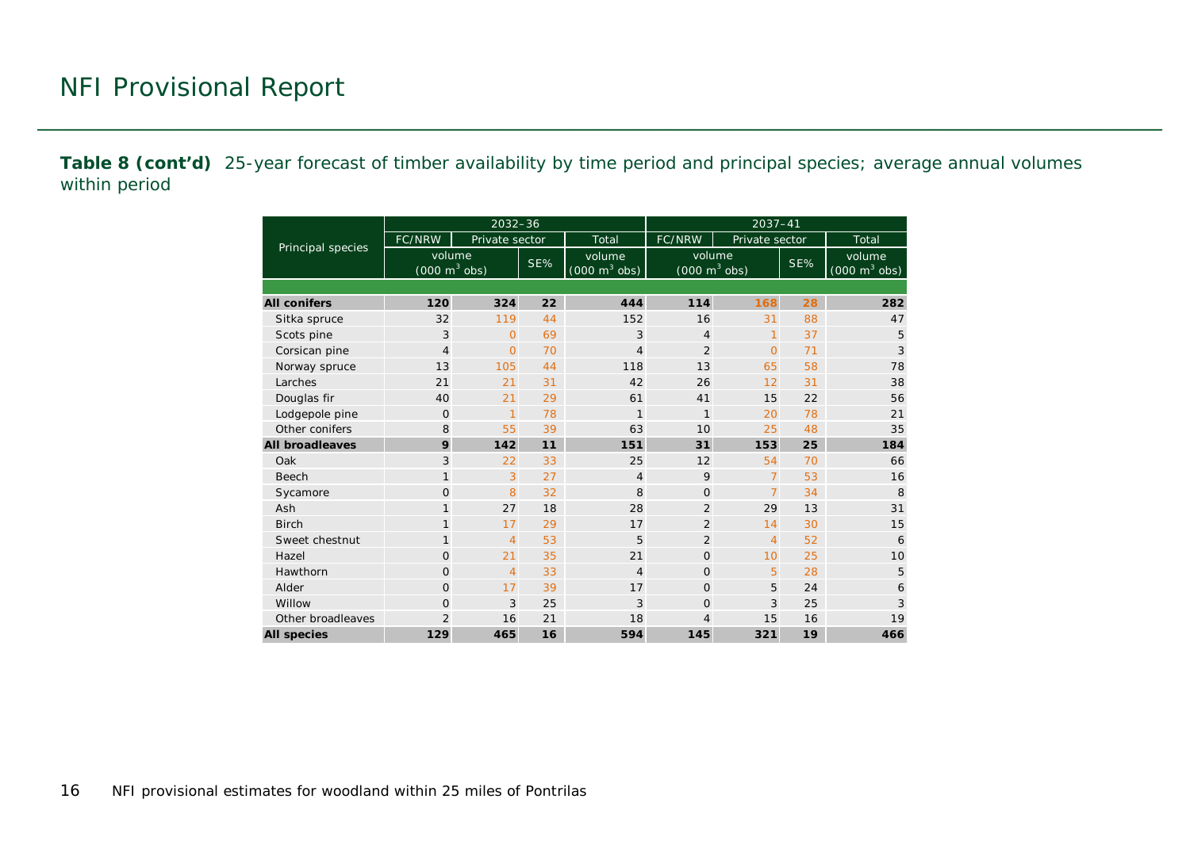# NFI Provisional Report

**Table 8 (cont'd)** 25-year forecast of timber availability by time period and principal species; average annual volumes within period

| Principal species | 2032–36 | | | | 2037–41 | | | |
|---|---|---|---|---|---|---|---|---|
| | FC/NRW | Private sector | | Total | FC/NRW | Private sector | | Total |
| | volume (000 $m^3$ obs) | | SE% | volume (000 $m^3$ obs) | volume (000 $m^3$ obs) | | SE% | volume (000 $m^3$ obs) |
| **All conifers** | **120** | **324** | **22** | **444** | **114** | **168** | **28** | **282** |
| Sitka spruce | 32 | 119 | 44 | 152 | 16 | 31 | 88 | 47 |
| Scots pine | 3 | 0 | 69 | 3 | 4 | 1 | 37 | 5 |
| Corsican pine | 4 | 0 | 70 | 4 | 2 | 0 | 71 | 3 |
| Norway spruce | 13 | 105 | 44 | 118 | 13 | 65 | 58 | 78 |
| Larches | 21 | 21 | 31 | 42 | 26 | 12 | 31 | 38 |
| Douglas fir | 40 | 21 | 29 | 61 | 41 | 15 | 22 | 56 |
| Lodgepole pine | 0 | 1 | 78 | 1 | 1 | 20 | 78 | 21 |
| Other conifers | 8 | 55 | 39 | 63 | 10 | 25 | 48 | 35 |
| **All broadleaves** | **9** | **142** | **11** | **151** | **31** | **153** | **25** | **184** |
| Oak | 3 | 22 | 33 | 25 | 12 | 54 | 70 | 66 |
| Beech | 1 | 3 | 27 | 4 | 9 | 7 | 53 | 16 |
| Sycamore | 0 | 8 | 32 | 8 | 0 | 7 | 34 | 8 |
| Ash | 1 | 27 | 18 | 28 | 2 | 29 | 13 | 31 |
| Birch | 1 | 17 | 29 | 17 | 2 | 14 | 30 | 15 |
| Sweet chestnut | 1 | 4 | 53 | 5 | 2 | 4 | 52 | 6 |
| Hazel | 0 | 21 | 35 | 21 | 0 | 10 | 25 | 10 |
| Hawthorn | 0 | 4 | 33 | 4 | 0 | 5 | 28 | 5 |
| Alder | 0 | 17 | 39 | 17 | 0 | 5 | 24 | 6 |
| Willow | 0 | 3 | 25 | 3 | 0 | 3 | 25 | 3 |
| Other broadleaves | 2 | 16 | 21 | 18 | 4 | 15 | 16 | 19 |
| **All species** | **129** | **465** | **16** | **594** | **145** | **321** | **19** | **466** |

NFI provisional estimates for woodland within 25 miles of Pontrilas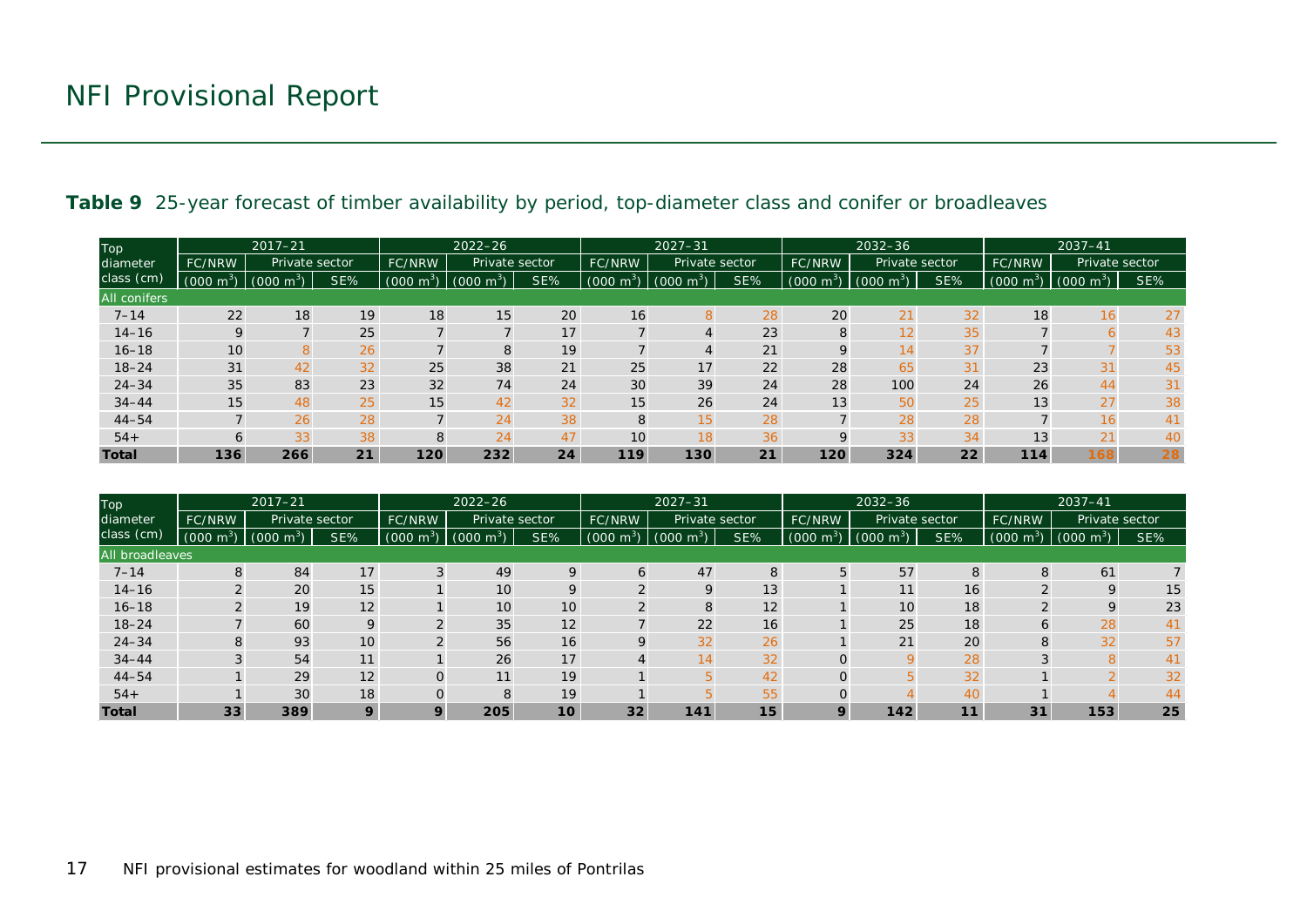**Table 9** 25-year forecast of timber availability by period, top-diameter class and conifer or broadleaves

| Top diameter class (cm) | 2017–21 | | | 2022–26 | | | 2027–31 | | | 2032–36 | | | 2037–41 | | |
|---|---|---|---|---|---|---|---|---|---|---|---|---|---|---|---|
| | FC/NRW | Private sector | | FC/NRW | Private sector | | FC/NRW | Private sector | | FC/NRW | Private sector | | FC/NRW | Private sector | |
| | (000 $m^3$) | (000 $m^3$) | SE% | (000 $m^3$) | (000 $m^3$) | SE% | (000 $m^3$) | (000 $m^3$) | SE% | (000 $m^3$) | (000 $m^3$) | SE% | (000 $m^3$) | (000 $m^3$) | SE% |
| All conifers | | | | | | | | | | | | | | | |
| 7–14 | 22 | 18 | 19 | 18 | 15 | 20 | 16 | 8 | 28 | 20 | 21 | 32 | 18 | 16 | 27 |
| 14–16 | 9 | 7 | 25 | 7 | 7 | 17 | 7 | 4 | 23 | 8 | 12 | 35 | 7 | 6 | 43 |
| 16–18 | 10 | 8 | 26 | 7 | 8 | 19 | 7 | 4 | 21 | 9 | 14 | 37 | 7 | 7 | 53 |
| 18–24 | 31 | 42 | 32 | 25 | 38 | 21 | 25 | 17 | 22 | 28 | 65 | 31 | 23 | 31 | 45 |
| 24–34 | 35 | 83 | 23 | 32 | 74 | 24 | 30 | 39 | 24 | 28 | 100 | 24 | 26 | 44 | 31 |
| 34–44 | 15 | 48 | 25 | 15 | 42 | 32 | 15 | 26 | 24 | 13 | 50 | 25 | 13 | 27 | 38 |
| 44–54 | 7 | 26 | 28 | 7 | 24 | 38 | 8 | 15 | 28 | 7 | 28 | 28 | 7 | 16 | 41 |
| 54+ | 6 | 33 | 38 | 8 | 24 | 47 | 10 | 18 | 36 | 9 | 33 | 34 | 13 | 21 | 40 |
| **Total** | **136** | **266** | **21** | **120** | **232** | **24** | **119** | **130** | **21** | **120** | **324** | **22** | **114** | **168** | **28** |

| Top diameter class (cm) | 2017–21 | | | 2022–26 | | | 2027–31 | | | 2032–36 | | | 2037–41 | | |
|---|---|---|---|---|---|---|---|---|---|---|---|---|---|---|---|
| | FC/NRW | Private sector | | FC/NRW | Private sector | | FC/NRW | Private sector | | FC/NRW | Private sector | | FC/NRW | Private sector | |
| | (000 $m^3$) | (000 $m^3$) | SE% | (000 $m^3$) | (000 $m^3$) | SE% | (000 $m^3$) | (000 $m^3$) | SE% | (000 $m^3$) | (000 $m^3$) | SE% | (000 $m^3$) | (000 $m^3$) | SE% |
| All broadleaves | | | | | | | | | | | | | | | |
| 7–14 | 8 | 84 | 17 | 3 | 49 | 9 | 6 | 47 | 8 | 5 | 57 | 8 | 8 | 61 | 7 |
| 14–16 | 2 | 20 | 15 | 1 | 10 | 9 | 2 | 9 | 13 | 1 | 11 | 16 | 2 | 9 | 15 |
| 16–18 | 2 | 19 | 12 | 1 | 10 | 10 | 2 | 8 | 12 | 1 | 10 | 18 | 2 | 9 | 23 |
| 18–24 | 7 | 60 | 9 | 2 | 35 | 12 | 7 | 22 | 16 | 1 | 25 | 18 | 6 | 28 | 41 |
| 24–34 | 8 | 93 | 10 | 2 | 56 | 16 | 9 | 32 | 26 | 1 | 21 | 20 | 8 | 32 | 57 |
| 34–44 | 3 | 54 | 11 | 1 | 26 | 17 | 4 | 14 | 32 | 0 | 9 | 28 | 3 | 8 | 41 |
| 44–54 | 1 | 29 | 12 | 0 | 11 | 19 | 1 | 5 | 42 | 0 | 5 | 32 | 1 | 2 | 32 |
| 54+ | 1 | 30 | 18 | 0 | 8 | 19 | 1 | 5 | 55 | 0 | 4 | 40 | 1 | 4 | 44 |
| **Total** | **33** | **389** | **9** | **9** | **205** | **10** | **32** | **141** | **15** | **9** | **142** | **11** | **31** | **153** | **25** |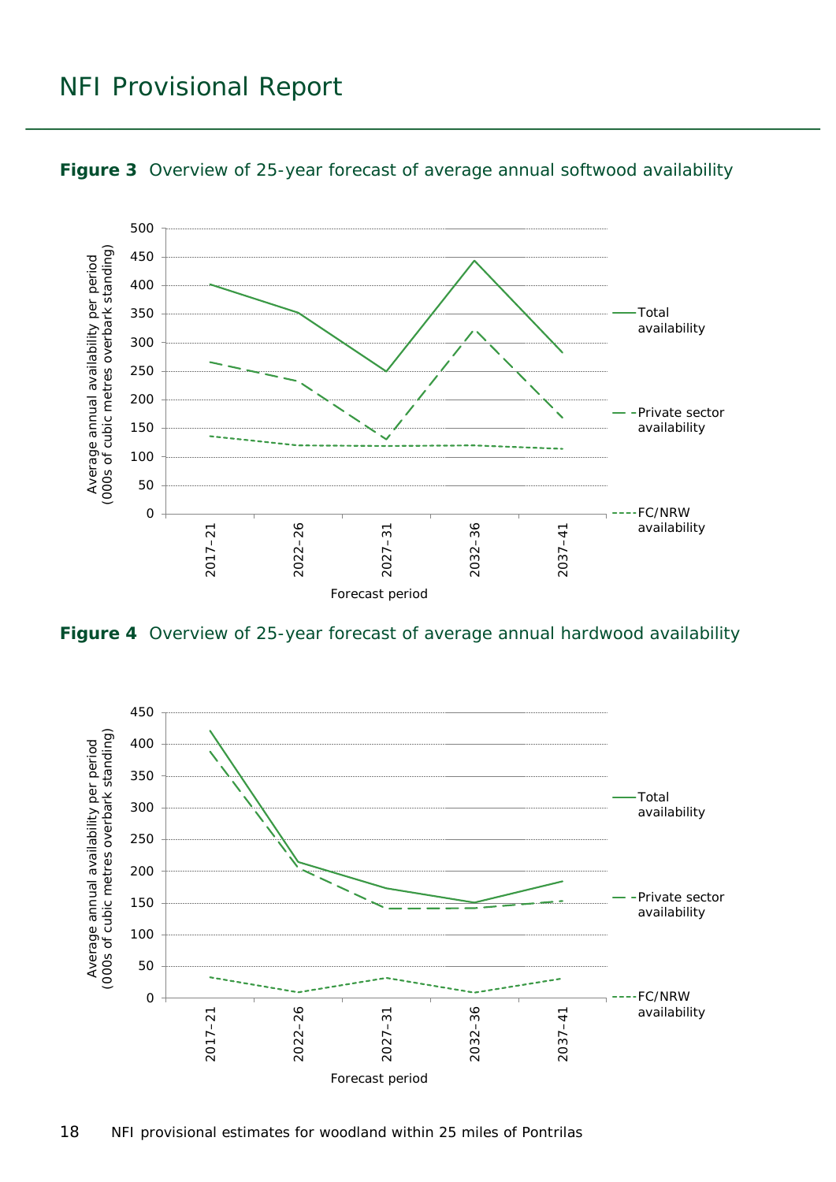**Figure 3** Overview of 25-year forecast of average annual softwood availability

**Figure 4** Overview of 25-year forecast of average annual hardwood availability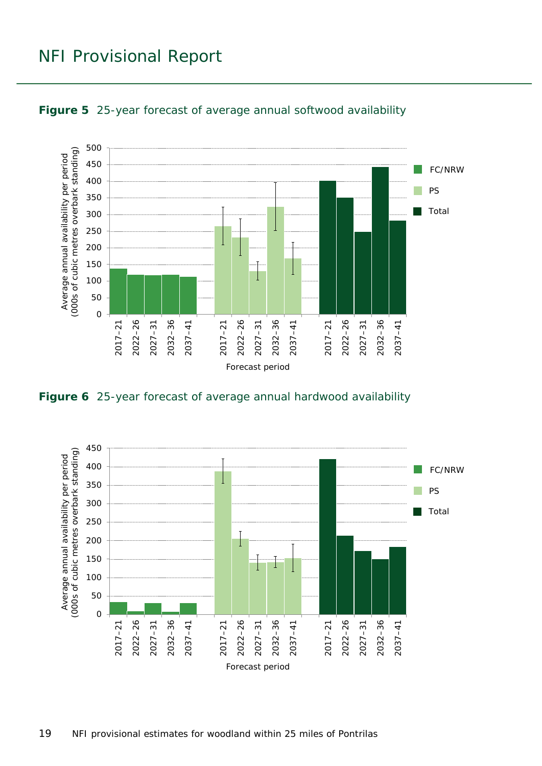**Figure 5** 25-year forecast of average annual softwood availability

**Figure 6** 25-year forecast of average annual hardwood availability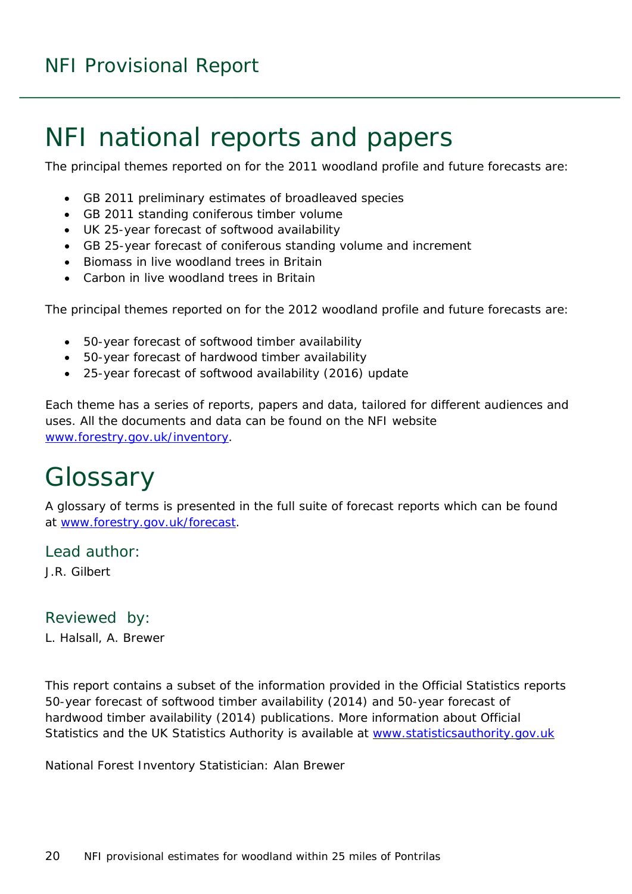# NFI national reports and papers

The principal themes reported on for the 2011 woodland profile and future forecasts are:

- GB 2011 preliminary estimates of broadleaved species
- GB 2011 standing coniferous timber volume
- UK 25-year forecast of softwood availability
- GB 25-year forecast of coniferous standing volume and increment
- Biomass in live woodland trees in Britain
- Carbon in live woodland trees in Britain

The principal themes reported on for the 2012 woodland profile and future forecasts are:

- 50-year forecast of softwood timber availability
- 50-year forecast of hardwood timber availability
- 25-year forecast of softwood availability (2016) update

Each theme has a series of reports, papers and data, tailored for different audiences and uses. All the documents and data can be found on the NFI website [www.forestry.gov.uk/inventory](http://www.forestry.gov.uk/inventory).

# Glossary

A glossary of terms is presented in the full suite of forecast reports which can be found at [www.forestry.gov.uk/forecast](http://www.forestry.gov.uk/forecast).

## Lead author:

J.R. Gilbert

## Reviewed by:

L. Halsall, A. Brewer

This report contains a subset of the information provided in the Official Statistics reports 50-year forecast of softwood timber availability (2014) and 50-year forecast of hardwood timber availability (2014) publications. More information about Official Statistics and the UK Statistics Authority is available at [www.statisticsauthority.gov.uk](http://www.statisticsauthority.gov.uk)

National Forest Inventory Statistician: Alan Brewer